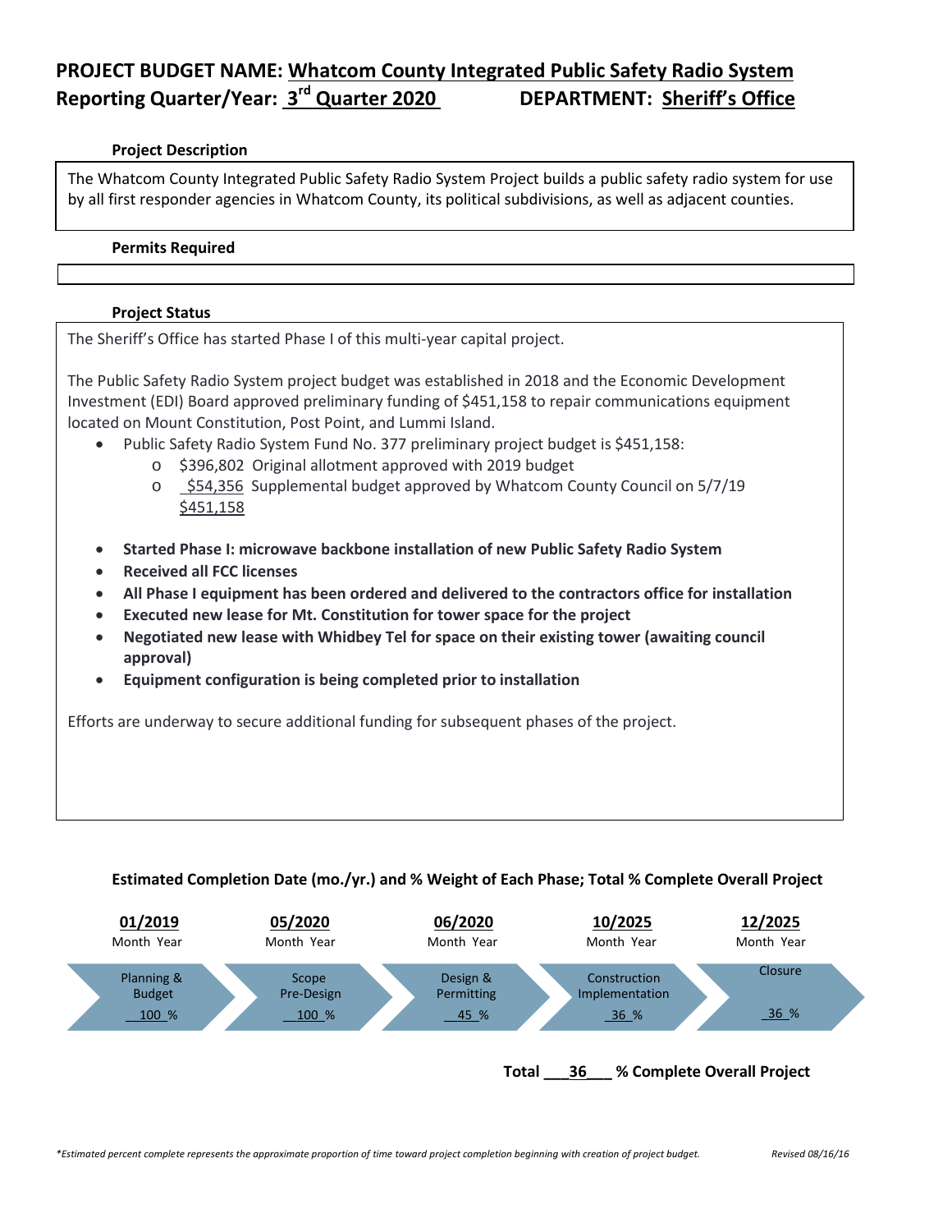# PROJECT BUDGET NAME: Whatcom County Integrated Public Safety Radio System

## Reporting Quarter/Year: 3rd Quarter 2020 DEPARTMENT: Sheriff's Office

### Project Description

The Whatcom County Integrated Public Safety Radio System Project builds a public safety radio system for use by all first responder agencies in Whatcom County, its political subdivisions, as well as adjacent counties.

### Permits Required

### Project Status

The Sheriff's Office has started Phase I of this multi-year capital project.

The Public Safety Radio System project budget was established in 2018 and the Economic Development Investment (EDI) Board approved preliminary funding of $451,158 to repair communications equipment located on Mount Constitution, Post Point, and Lummi Island.

- Public Safety Radio System Fund No. 377 preliminary project budget is $451,158:
  - $396,802 Original allotment approved with 2019 budget
  - $54,356 Supplemental budget approved by Whatcom County Council on 5/7/19
    $451,158

- **Started Phase I: microwave backbone installation of new Public Safety Radio System**
- **Received all FCC licenses**
- **All Phase I equipment has been ordered and delivered to the contractors office for installation**
- **Executed new lease for Mt. Constitution for tower space for the project**
- **Negotiated new lease with Whidbey Tel for space on their existing tower (awaiting council approval)**
- **Equipment configuration is being completed prior to installation**

Efforts are underway to secure additional funding for subsequent phases of the project.

### Estimated Completion Date (mo./yr.) and % Weight of Each Phase; Total % Complete Overall Project

| Planning & Budget | Scope Pre-Design | Design & Permitting | Construction Implementation | Closure |
|---|---|---|---|---|
| 01/2019 | 05/2020 | 06/2020 | 10/2025 | 12/2025 |
| 100 % | 100 % | 45 % | 36 % | 36 % |

**Total 36 % Complete Overall Project**

*\*Estimated percent complete represents the approximate proportion of time toward project completion beginning with creation of project budget.* *Revised 08/16/16*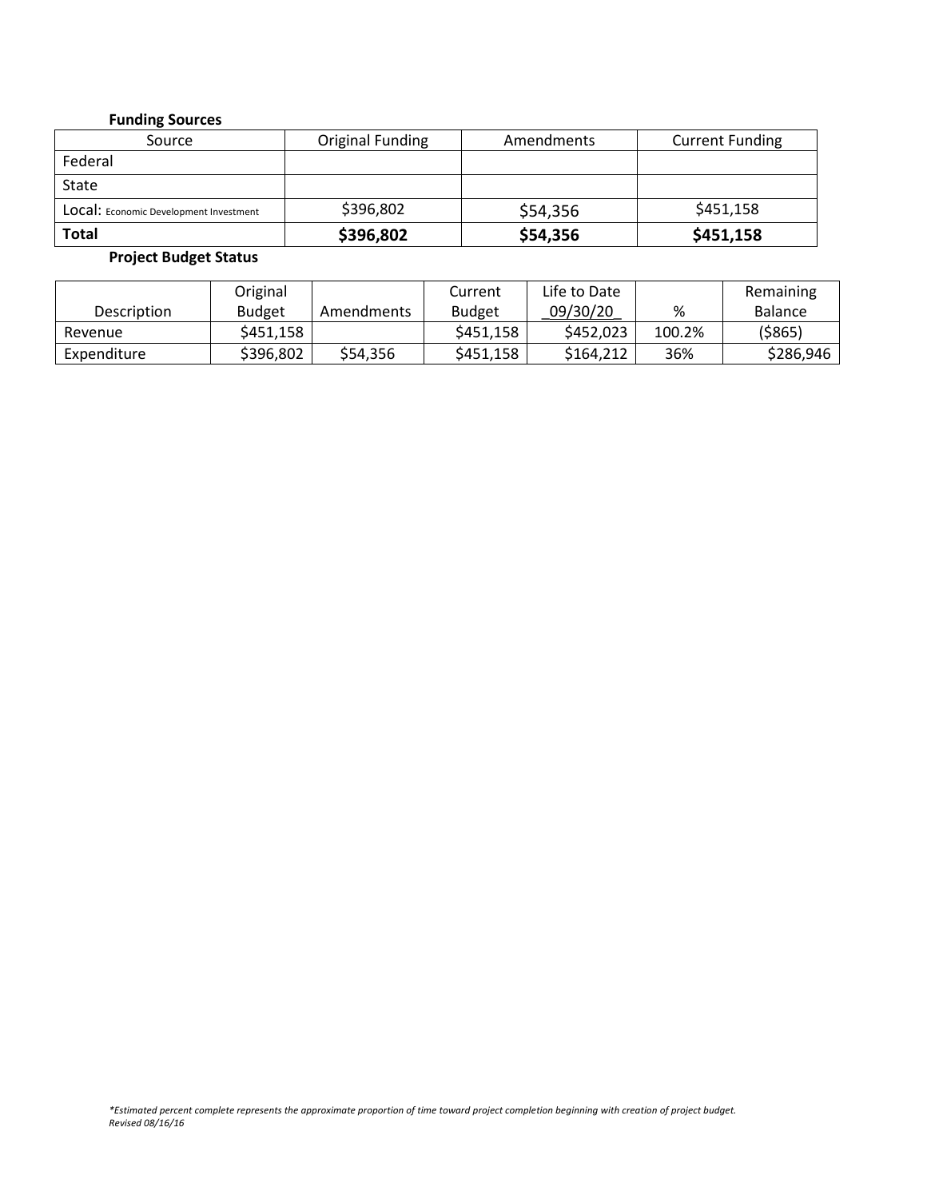**Funding Sources**

| Source | Original Funding | Amendments | Current Funding |
|---|---|---|---|
| Federal | | | |
| State | | | |
| Local: Economic Development Investment | $396,802 | $54,356 | $451,158 |
| **Total** | **$396,802** | **$54,356** | **$451,158** |

**Project Budget Status**

| Description | Original Budget | Amendments | Current Budget | Life to Date 09/30/20 | % | Remaining Balance |
|---|---|---|---|---|---|---|
| Revenue | $451,158 | | $451,158 | $452,023 | 100.2% | ($865) |
| Expenditure | $396,802 | $54,356 | $451,158 | $164,212 | 36% | $286,946 |

*\*Estimated percent complete represents the approximate proportion of time toward project completion beginning with creation of project budget.*
*Revised 08/16/16*